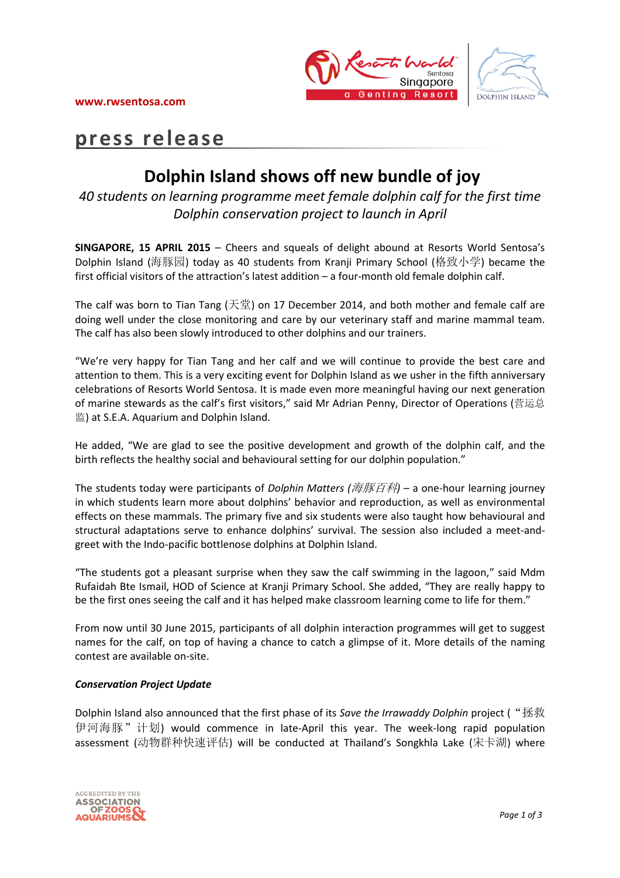www.rwsentosa.com

# press release

## Dolphin Island shows off new bundle of joy

*40 students on learning programme meet female dolphin calf for the first time*
*Dolphin conservation project to launch in April*

**SINGAPORE, 15 APRIL 2015** – Cheers and squeals of delight abound at Resorts World Sentosa's Dolphin Island (海豚园) today as 40 students from Kranji Primary School (格致小学) became the first official visitors of the attraction's latest addition – a four-month old female dolphin calf.

The calf was born to Tian Tang (天堂) on 17 December 2014, and both mother and female calf are doing well under the close monitoring and care by our veterinary staff and marine mammal team. The calf has also been slowly introduced to other dolphins and our trainers.

"We're very happy for Tian Tang and her calf and we will continue to provide the best care and attention to them. This is a very exciting event for Dolphin Island as we usher in the fifth anniversary celebrations of Resorts World Sentosa. It is made even more meaningful having our next generation of marine stewards as the calf's first visitors," said Mr Adrian Penny, Director of Operations (营运总监) at S.E.A. Aquarium and Dolphin Island.

He added, "We are glad to see the positive development and growth of the dolphin calf, and the birth reflects the healthy social and behavioural setting for our dolphin population."

The students today were participants of *Dolphin Matters (海豚百科)* – a one-hour learning journey in which students learn more about dolphins' behavior and reproduction, as well as environmental effects on these mammals. The primary five and six students were also taught how behavioural and structural adaptations serve to enhance dolphins' survival. The session also included a meet-and-greet with the Indo-pacific bottlenose dolphins at Dolphin Island.

"The students got a pleasant surprise when they saw the calf swimming in the lagoon," said Mdm Rufaidah Bte Ismail, HOD of Science at Kranji Primary School. She added, "They are really happy to be the first ones seeing the calf and it has helped make classroom learning come to life for them."

From now until 30 June 2015, participants of all dolphin interaction programmes will get to suggest names for the calf, on top of having a chance to catch a glimpse of it. More details of the naming contest are available on-site.

***Conservation Project Update***

Dolphin Island also announced that the first phase of its *Save the Irrawaddy Dolphin* project ("拯救伊河海豚"计划) would commence in late-April this year. The week-long rapid population assessment (动物群种快速评估) will be conducted at Thailand's Songkhla Lake (宋卡湖) where

ACCREDITED BY THE ASSOCIATION OF ZOOS & AQUARIUMS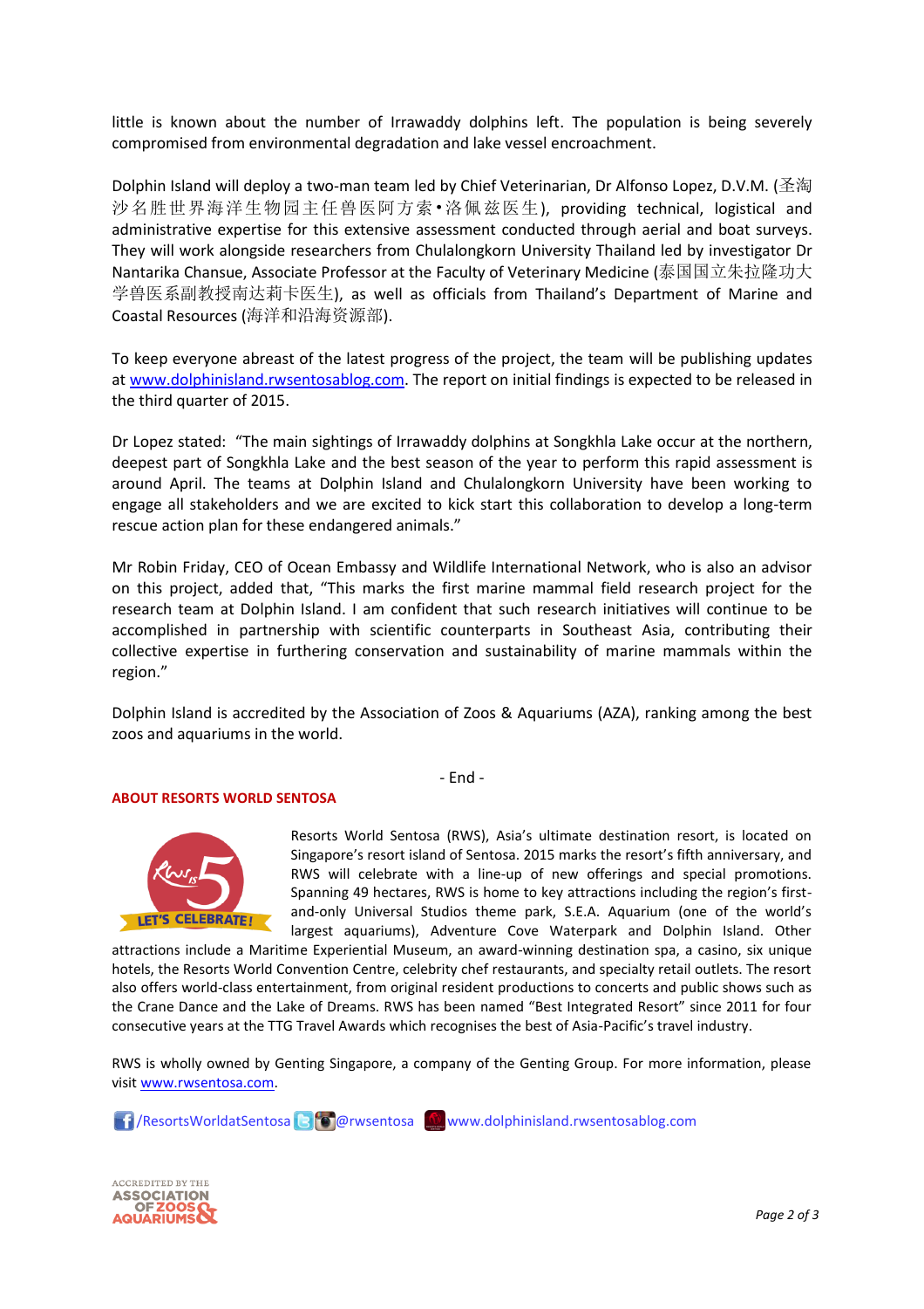little is known about the number of Irrawaddy dolphins left. The population is being severely compromised from environmental degradation and lake vessel encroachment.

Dolphin Island will deploy a two-man team led by Chief Veterinarian, Dr Alfonso Lopez, D.V.M. (圣淘沙名胜世界海洋生物园主任兽医阿方索•洛佩兹医生), providing technical, logistical and administrative expertise for this extensive assessment conducted through aerial and boat surveys. They will work alongside researchers from Chulalongkorn University Thailand led by investigator Dr Nantarika Chansue, Associate Professor at the Faculty of Veterinary Medicine (泰国国立朱拉隆功大学兽医系副教授南达莉卡医生), as well as officials from Thailand's Department of Marine and Coastal Resources (海洋和沿海资源部).

To keep everyone abreast of the latest progress of the project, the team will be publishing updates at www.dolphinisland.rwsentosablog.com. The report on initial findings is expected to be released in the third quarter of 2015.

Dr Lopez stated: "The main sightings of Irrawaddy dolphins at Songkhla Lake occur at the northern, deepest part of Songkhla Lake and the best season of the year to perform this rapid assessment is around April. The teams at Dolphin Island and Chulalongkorn University have been working to engage all stakeholders and we are excited to kick start this collaboration to develop a long-term rescue action plan for these endangered animals."

Mr Robin Friday, CEO of Ocean Embassy and Wildlife International Network, who is also an advisor on this project, added that, "This marks the first marine mammal field research project for the research team at Dolphin Island. I am confident that such research initiatives will continue to be accomplished in partnership with scientific counterparts in Southeast Asia, contributing their collective expertise in furthering conservation and sustainability of marine mammals within the region."

Dolphin Island is accredited by the Association of Zoos & Aquariums (AZA), ranking among the best zoos and aquariums in the world.

- End -

**ABOUT RESORTS WORLD SENTOSA**

Resorts World Sentosa (RWS), Asia's ultimate destination resort, is located on Singapore's resort island of Sentosa. 2015 marks the resort's fifth anniversary, and RWS will celebrate with a line-up of new offerings and special promotions. Spanning 49 hectares, RWS is home to key attractions including the region's first-and-only Universal Studios theme park, S.E.A. Aquarium (one of the world's largest aquariums), Adventure Cove Waterpark and Dolphin Island. Other attractions include a Maritime Experiential Museum, an award-winning destination spa, a casino, six unique hotels, the Resorts World Convention Centre, celebrity chef restaurants, and specialty retail outlets. The resort also offers world-class entertainment, from original resident productions to concerts and public shows such as the Crane Dance and the Lake of Dreams. RWS has been named "Best Integrated Resort" since 2011 for four consecutive years at the TTG Travel Awards which recognises the best of Asia-Pacific's travel industry.

RWS is wholly owned by Genting Singapore, a company of the Genting Group. For more information, please visit www.rwsentosa.com.

/ResortsWorldatSentosa @rwsentosa www.dolphinisland.rwsentosablog.com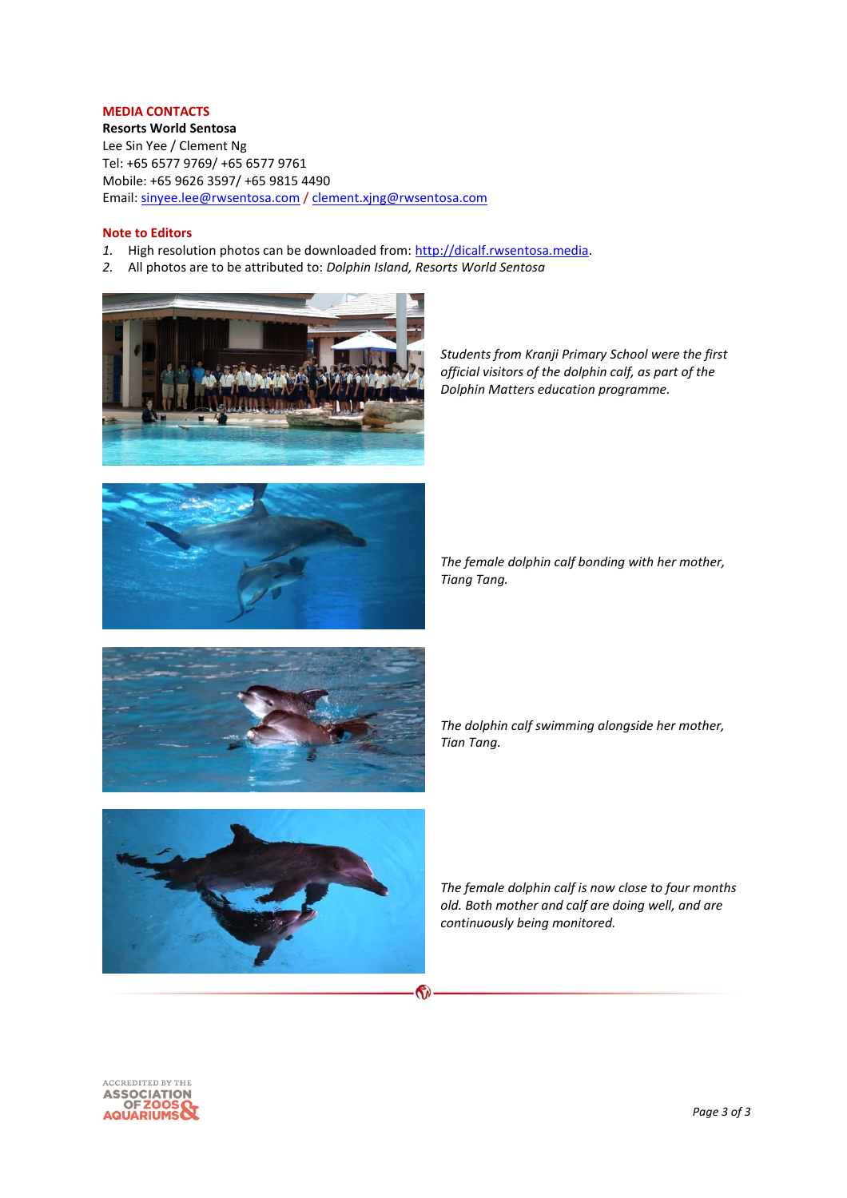**MEDIA CONTACTS**

**Resorts World Sentosa**

Lee Sin Yee / Clement Ng
Tel: +65 6577 9769/ +65 6577 9761
Mobile: +65 9626 3597/ +65 9815 4490
Email: sinyee.lee@rwsentosa.com / clement.xjng@rwsentosa.com

**Note to Editors**

1. High resolution photos can be downloaded from: http://dicalf.rwsentosa.media.
2. All photos are to be attributed to: *Dolphin Island, Resorts World Sentosa*

*Students from Kranji Primary School were the first official visitors of the dolphin calf, as part of the Dolphin Matters education programme.*

*The female dolphin calf bonding with her mother, Tiang Tang.*

*The dolphin calf swimming alongside her mother, Tian Tang.*

*The female dolphin calf is now close to four months old. Both mother and calf are doing well, and are continuously being monitored.*

ACCREDITED BY THE ASSOCIATION OF ZOOS & AQUARIUMS